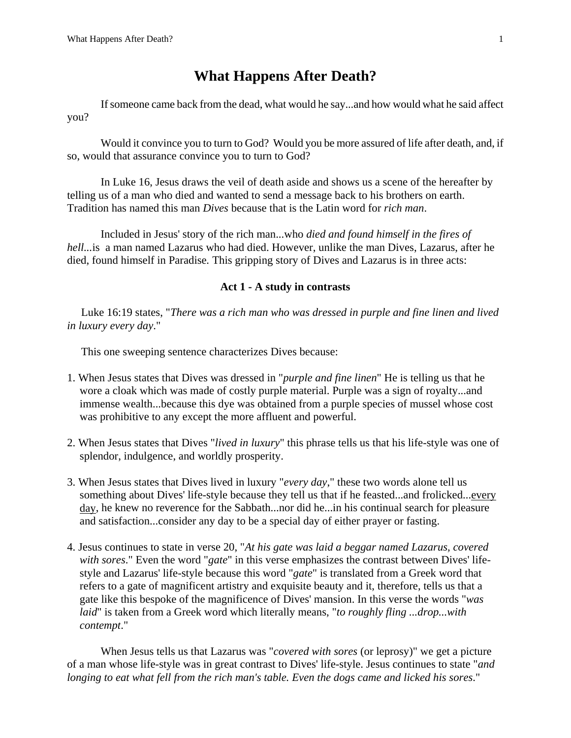# What Happens After Death?

If someone came back from the dead, what would he say...and how would what he said affect you?

Would it convince you to turn to God? Would you be more assured of life after death, and, if so, would that assurance convince you to turn to God?

In Luke 16, Jesus draws the veil of death aside and shows us a scene of the hereafter by telling us of a man who died and wanted to send a message back to his brothers on earth. Tradition has named this man *Dives* because that is the Latin word for *rich man*.

Included in Jesus' story of the rich man...who *died and found himself in the fires of hell*...is a man named Lazarus who had died. However, unlike the man Dives, Lazarus, after he died, found himself in Paradise. This gripping story of Dives and Lazarus is in three acts:

### Act 1 - A study in contrasts

Luke 16:19 states, "*There was a rich man who was dressed in purple and fine linen and lived in luxury every day*."

This one sweeping sentence characterizes Dives because:

1. When Jesus states that Dives was dressed in "*purple and fine linen*" He is telling us that he wore a cloak which was made of costly purple material. Purple was a sign of royalty...and immense wealth...because this dye was obtained from a purple species of mussel whose cost was prohibitive to any except the more affluent and powerful.

2. When Jesus states that Dives "*lived in luxury*" this phrase tells us that his life-style was one of splendor, indulgence, and worldly prosperity.

3. When Jesus states that Dives lived in luxury "*every day*," these two words alone tell us something about Dives' life-style because they tell us that if he feasted...and frolicked...<u>every day</u>, he knew no reverence for the Sabbath...nor did he...in his continual search for pleasure and satisfaction...consider any day to be a special day of either prayer or fasting.

4. Jesus continues to state in verse 20, "*At his gate was laid a beggar named Lazarus, covered with sores*." Even the word "*gate*" in this verse emphasizes the contrast between Dives' life-style and Lazarus' life-style because this word "*gate*" is translated from a Greek word that refers to a gate of magnificent artistry and exquisite beauty and it, therefore, tells us that a gate like this bespoke of the magnificence of Dives' mansion. In this verse the words "*was laid*" is taken from a Greek word which literally means, "*to roughly fling ...drop...with contempt*."

When Jesus tells us that Lazarus was "*covered with sores* (or leprosy)" we get a picture of a man whose life-style was in great contrast to Dives' life-style. Jesus continues to state "*and longing to eat what fell from the rich man's table. Even the dogs came and licked his sores*."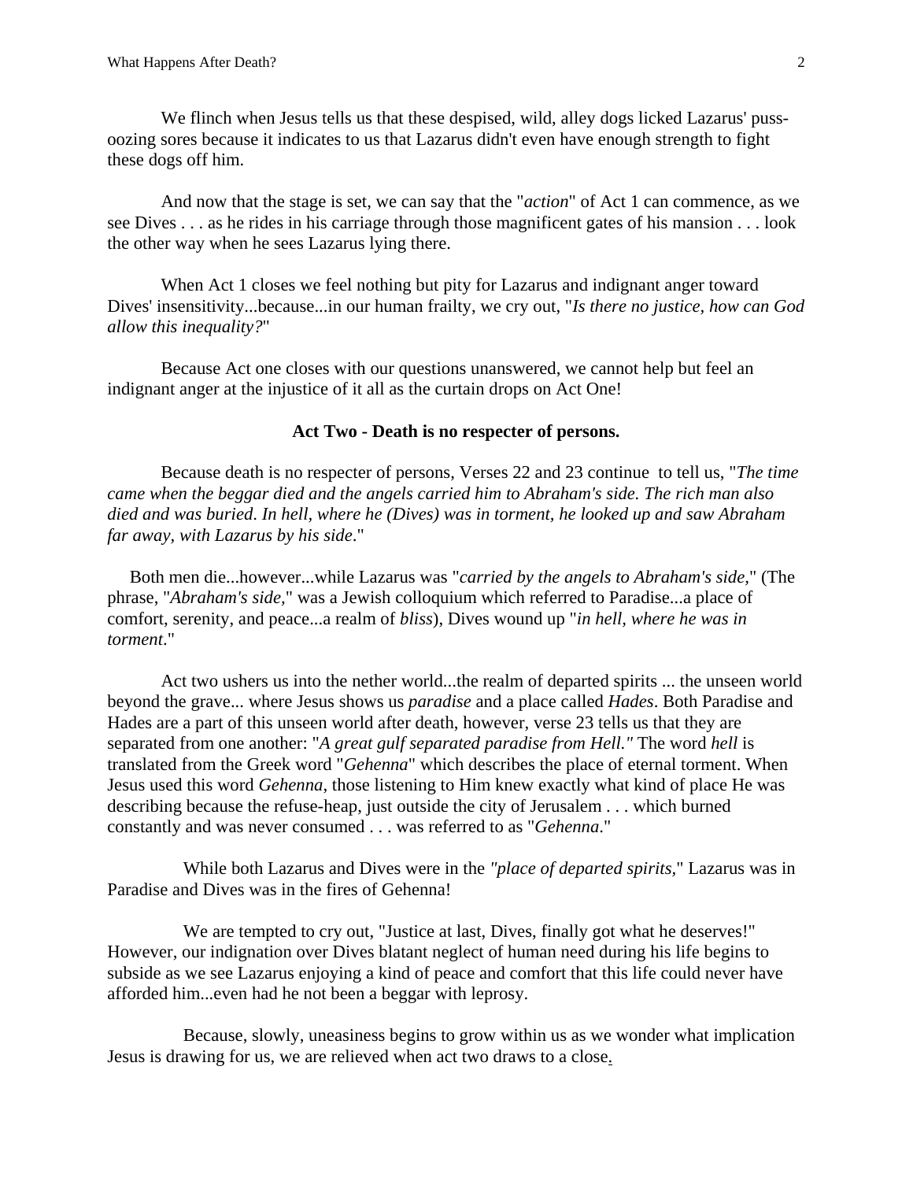We flinch when Jesus tells us that these despised, wild, alley dogs licked Lazarus' puss-oozing sores because it indicates to us that Lazarus didn't even have enough strength to fight these dogs off him.

And now that the stage is set, we can say that the "*action*" of Act 1 can commence, as we see Dives . . . as he rides in his carriage through those magnificent gates of his mansion . . . look the other way when he sees Lazarus lying there.

When Act 1 closes we feel nothing but pity for Lazarus and indignant anger toward Dives' insensitivity...because...in our human frailty, we cry out, "*Is there no justice, how can God allow this inequality?*"

Because Act one closes with our questions unanswered, we cannot help but feel an indignant anger at the injustice of it all as the curtain drops on Act One!

**Act Two - Death is no respecter of persons.**

Because death is no respecter of persons, Verses 22 and 23 continue to tell us, "*The time came when the beggar died and the angels carried him to Abraham's side. The rich man also died and was buried. In hell, where he (Dives) was in torment, he looked up and saw Abraham far away, with Lazarus by his side*."

Both men die...however...while Lazarus was "*carried by the angels to Abraham's side,*" (The phrase, "*Abraham's side,*" was a Jewish colloquium which referred to Paradise...a place of comfort, serenity, and peace...a realm of *bliss*), Dives wound up "*in hell, where he was in torment*."

Act two ushers us into the nether world...the realm of departed spirits ... the unseen world beyond the grave... where Jesus shows us *paradise* and a place called *Hades*. Both Paradise and Hades are a part of this unseen world after death, however, verse 23 tells us that they are separated from one another: "*A great gulf separated paradise from Hell."* The word *hell* is translated from the Greek word "*Gehenna*" which describes the place of eternal torment. When Jesus used this word *Gehenna*, those listening to Him knew exactly what kind of place He was describing because the refuse-heap, just outside the city of Jerusalem . . . which burned constantly and was never consumed . . . was referred to as "*Gehenna*."

While both Lazarus and Dives were in the *"place of departed spirits,*" Lazarus was in Paradise and Dives was in the fires of Gehenna!

We are tempted to cry out, "Justice at last, Dives, finally got what he deserves!" However, our indignation over Dives blatant neglect of human need during his life begins to subside as we see Lazarus enjoying a kind of peace and comfort that this life could never have afforded him...even had he not been a beggar with leprosy.

Because, slowly, uneasiness begins to grow within us as we wonder what implication Jesus is drawing for us, we are relieved when act two draws to a close.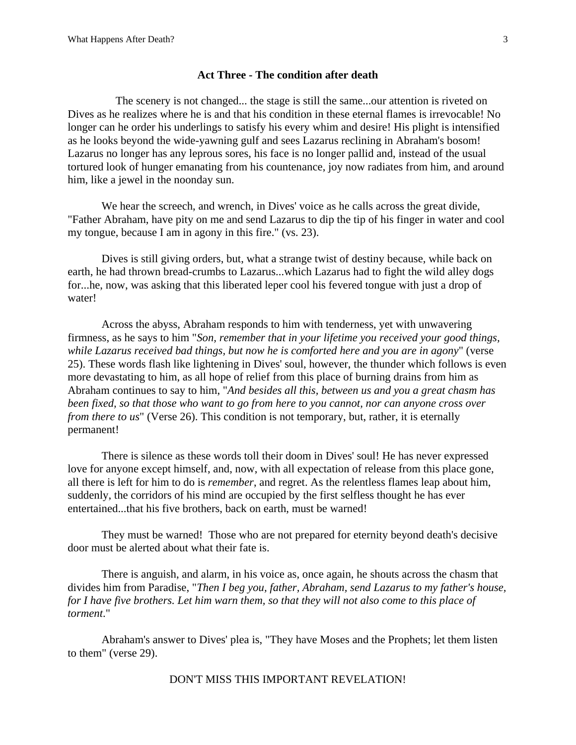### Act Three - The condition after death

The scenery is not changed... the stage is still the same...our attention is riveted on Dives as he realizes where he is and that his condition in these eternal flames is irrevocable! No longer can he order his underlings to satisfy his every whim and desire! His plight is intensified as he looks beyond the wide-yawning gulf and sees Lazarus reclining in Abraham's bosom! Lazarus no longer has any leprous sores, his face is no longer pallid and, instead of the usual tortured look of hunger emanating from his countenance, joy now radiates from him, and around him, like a jewel in the noonday sun.

We hear the screech, and wrench, in Dives' voice as he calls across the great divide, "Father Abraham, have pity on me and send Lazarus to dip the tip of his finger in water and cool my tongue, because I am in agony in this fire." (vs. 23).

Dives is still giving orders, but, what a strange twist of destiny because, while back on earth, he had thrown bread-crumbs to Lazarus...which Lazarus had to fight the wild alley dogs for...he, now, was asking that this liberated leper cool his fevered tongue with just a drop of water!

Across the abyss, Abraham responds to him with tenderness, yet with unwavering firmness, as he says to him "*Son, remember that in your lifetime you received your good things, while Lazarus received bad things, but now he is comforted here and you are in agony*" (verse 25). These words flash like lightening in Dives' soul, however, the thunder which follows is even more devastating to him, as all hope of relief from this place of burning drains from him as Abraham continues to say to him, "*And besides all this, between us and you a great chasm has been fixed, so that those who want to go from here to you cannot, nor can anyone cross over from there to us*" (Verse 26). This condition is not temporary, but, rather, it is eternally permanent!

There is silence as these words toll their doom in Dives' soul! He has never expressed love for anyone except himself, and, now, with all expectation of release from this place gone, all there is left for him to do is *remember*, and regret. As the relentless flames leap about him, suddenly, the corridors of his mind are occupied by the first selfless thought he has ever entertained...that his five brothers, back on earth, must be warned!

They must be warned! Those who are not prepared for eternity beyond death's decisive door must be alerted about what their fate is.

There is anguish, and alarm, in his voice as, once again, he shouts across the chasm that divides him from Paradise, "*Then I beg you, father, Abraham, send Lazarus to my father's house, for I have five brothers. Let him warn them, so that they will not also come to this place of torment*."

Abraham's answer to Dives' plea is, "They have Moses and the Prophets; let them listen to them" (verse 29).

DON'T MISS THIS IMPORTANT REVELATION!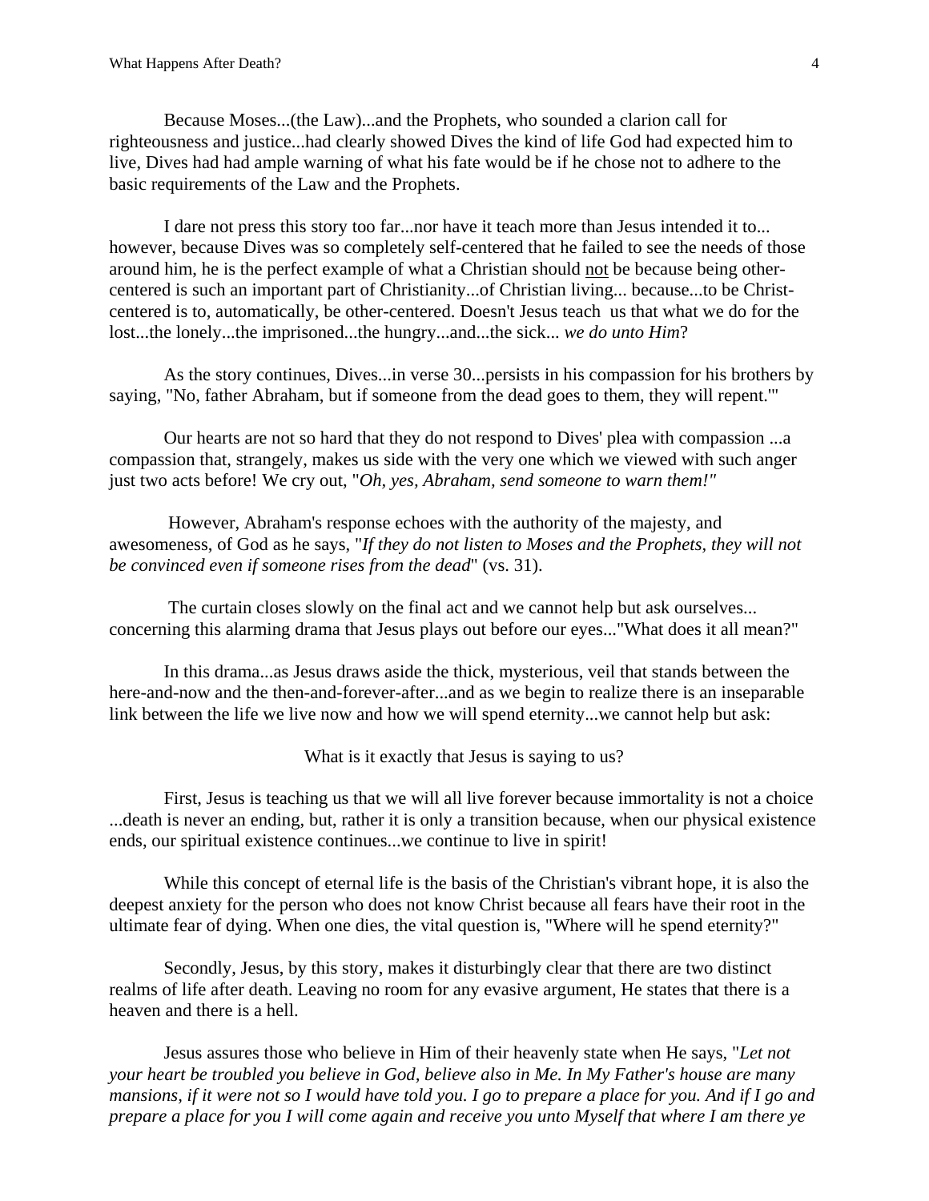Because Moses...(the Law)...and the Prophets, who sounded a clarion call for righteousness and justice...had clearly showed Dives the kind of life God had expected him to live, Dives had had ample warning of what his fate would be if he chose not to adhere to the basic requirements of the Law and the Prophets.

I dare not press this story too far...nor have it teach more than Jesus intended it to... however, because Dives was so completely self-centered that he failed to see the needs of those around him, he is the perfect example of what a Christian should not be because being other-centered is such an important part of Christianity...of Christian living... because...to be Christ-centered is to, automatically, be other-centered. Doesn't Jesus teach us that what we do for the lost...the lonely...the imprisoned...the hungry...and...the sick... *we do unto Him*?

As the story continues, Dives...in verse 30...persists in his compassion for his brothers by saying, "No, father Abraham, but if someone from the dead goes to them, they will repent.'"

Our hearts are not so hard that they do not respond to Dives' plea with compassion ...a compassion that, strangely, makes us side with the very one which we viewed with such anger just two acts before! We cry out, "*Oh, yes, Abraham, send someone to warn them!"*

However, Abraham's response echoes with the authority of the majesty, and awesomeness, of God as he says, "*If they do not listen to Moses and the Prophets, they will not be convinced even if someone rises from the dead*" (vs. 31).

The curtain closes slowly on the final act and we cannot help but ask ourselves... concerning this alarming drama that Jesus plays out before our eyes..."What does it all mean?"

In this drama...as Jesus draws aside the thick, mysterious, veil that stands between the here-and-now and the then-and-forever-after...and as we begin to realize there is an inseparable link between the life we live now and how we will spend eternity...we cannot help but ask:

What is it exactly that Jesus is saying to us?

First, Jesus is teaching us that we will all live forever because immortality is not a choice ...death is never an ending, but, rather it is only a transition because, when our physical existence ends, our spiritual existence continues...we continue to live in spirit!

While this concept of eternal life is the basis of the Christian's vibrant hope, it is also the deepest anxiety for the person who does not know Christ because all fears have their root in the ultimate fear of dying. When one dies, the vital question is, "Where will he spend eternity?"

Secondly, Jesus, by this story, makes it disturbingly clear that there are two distinct realms of life after death. Leaving no room for any evasive argument, He states that there is a heaven and there is a hell.

Jesus assures those who believe in Him of their heavenly state when He says, "*Let not your heart be troubled you believe in God, believe also in Me. In My Father's house are many mansions, if it were not so I would have told you. I go to prepare a place for you. And if I go and prepare a place for you I will come again and receive you unto Myself that where I am there ye*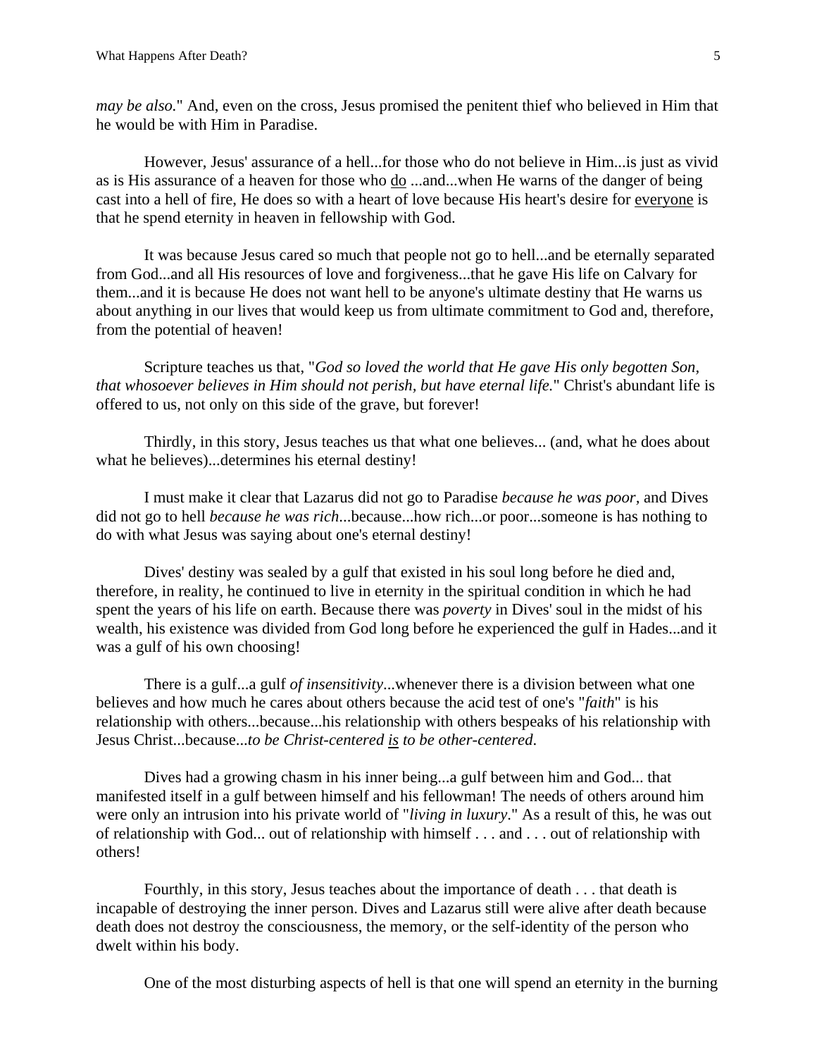*may be also.*" And, even on the cross, Jesus promised the penitent thief who believed in Him that he would be with Him in Paradise.

However, Jesus' assurance of a hell...for those who do not believe in Him...is just as vivid as is His assurance of a heaven for those who <u>do</u> ...and...when He warns of the danger of being cast into a hell of fire, He does so with a heart of love because His heart's desire for <u>everyone</u> is that he spend eternity in heaven in fellowship with God.

It was because Jesus cared so much that people not go to hell...and be eternally separated from God...and all His resources of love and forgiveness...that he gave His life on Calvary for them...and it is because He does not want hell to be anyone's ultimate destiny that He warns us about anything in our lives that would keep us from ultimate commitment to God and, therefore, from the potential of heaven!

Scripture teaches us that, "*God so loved the world that He gave His only begotten Son, that whosoever believes in Him should not perish, but have eternal life.*" Christ's abundant life is offered to us, not only on this side of the grave, but forever!

Thirdly, in this story, Jesus teaches us that what one believes... (and, what he does about what he believes)...determines his eternal destiny!

I must make it clear that Lazarus did not go to Paradise *because he was poor*, and Dives did not go to hell *because he was rich*...because...how rich...or poor...someone is has nothing to do with what Jesus was saying about one's eternal destiny!

Dives' destiny was sealed by a gulf that existed in his soul long before he died and, therefore, in reality, he continued to live in eternity in the spiritual condition in which he had spent the years of his life on earth. Because there was *poverty* in Dives' soul in the midst of his wealth, his existence was divided from God long before he experienced the gulf in Hades...and it was a gulf of his own choosing!

There is a gulf...a gulf *of insensitivity*...whenever there is a division between what one believes and how much he cares about others because the acid test of one's "*faith*" is his relationship with others...because...his relationship with others bespeaks of his relationship with Jesus Christ...because...*to be Christ-centered <u>is</u> to be other-centered*.

Dives had a growing chasm in his inner being...a gulf between him and God... that manifested itself in a gulf between himself and his fellowman! The needs of others around him were only an intrusion into his private world of "*living in luxury*." As a result of this, he was out of relationship with God... out of relationship with himself . . . and . . . out of relationship with others!

Fourthly, in this story, Jesus teaches about the importance of death . . . that death is incapable of destroying the inner person. Dives and Lazarus still were alive after death because death does not destroy the consciousness, the memory, or the self-identity of the person who dwelt within his body.

One of the most disturbing aspects of hell is that one will spend an eternity in the burning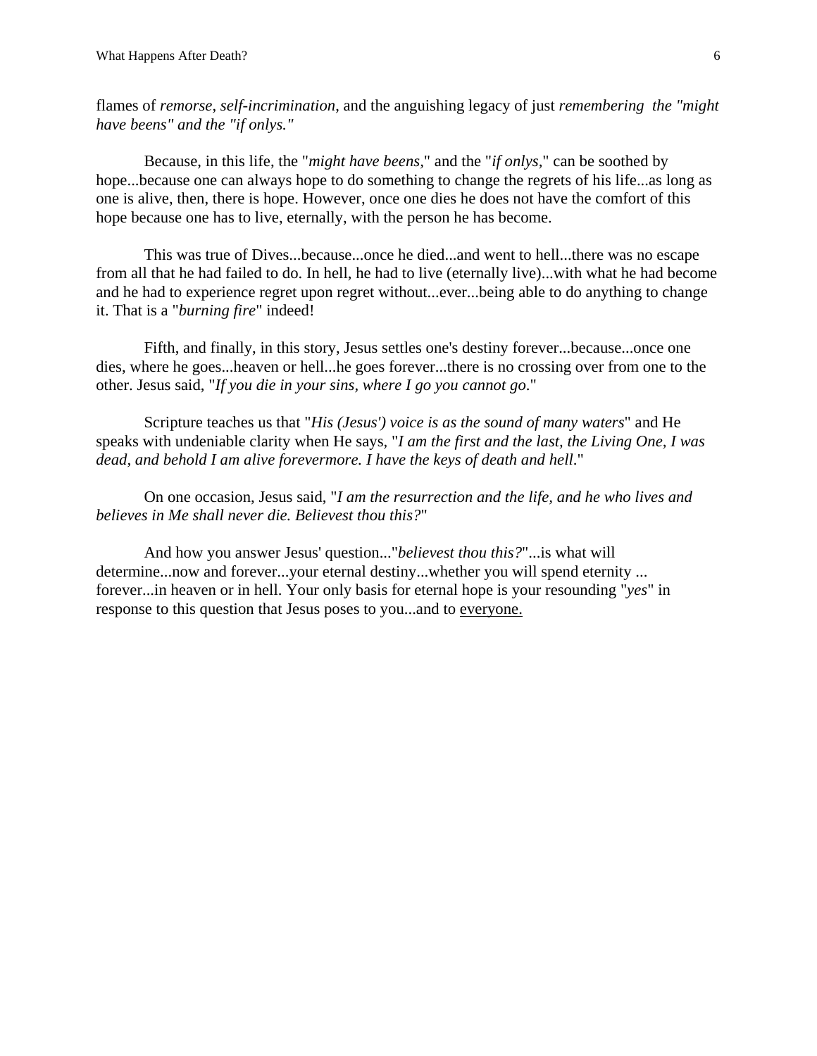flames of *remorse*, *self-incrimination*, and the anguishing legacy of just *remembering the "might have beens" and the "if onlys."*

Because, in this life, the "*might have beens*," and the "*if onlys*," can be soothed by hope...because one can always hope to do something to change the regrets of his life...as long as one is alive, then, there is hope. However, once one dies he does not have the comfort of this hope because one has to live, eternally, with the person he has become.

This was true of Dives...because...once he died...and went to hell...there was no escape from all that he had failed to do. In hell, he had to live (eternally live)...with what he had become and he had to experience regret upon regret without...ever...being able to do anything to change it. That is a "*burning fire*" indeed!

Fifth, and finally, in this story, Jesus settles one's destiny forever...because...once one dies, where he goes...heaven or hell...he goes forever...there is no crossing over from one to the other. Jesus said, "*If you die in your sins, where I go you cannot go*."

Scripture teaches us that "*His (Jesus') voice is as the sound of many waters*" and He speaks with undeniable clarity when He says, "*I am the first and the last, the Living One, I was dead, and behold I am alive forevermore. I have the keys of death and hell*."

On one occasion, Jesus said, "*I am the resurrection and the life, and he who lives and believes in Me shall never die. Believest thou this?*"

And how you answer Jesus' question..."*believest thou this?*"...is what will determine...now and forever...your eternal destiny...whether you will spend eternity ... forever...in heaven or in hell. Your only basis for eternal hope is your resounding "*yes*" in response to this question that Jesus poses to you...and to <u>everyone.</u>